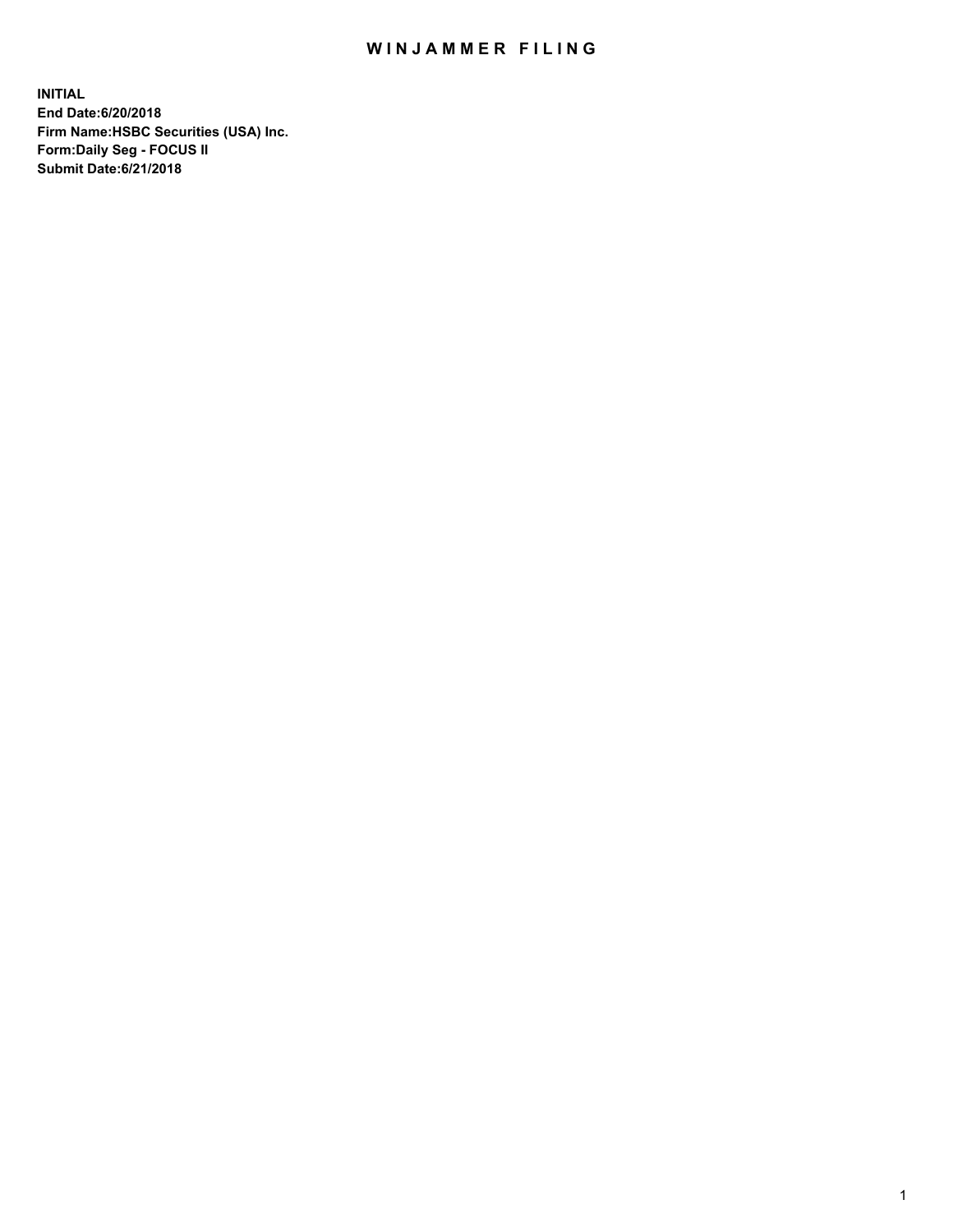# WINJAMMER FILING

**INITIAL**
**End Date:6/20/2018**
**Firm Name:HSBC Securities (USA) Inc.**
**Form:Daily Seg - FOCUS II**
**Submit Date:6/21/2018**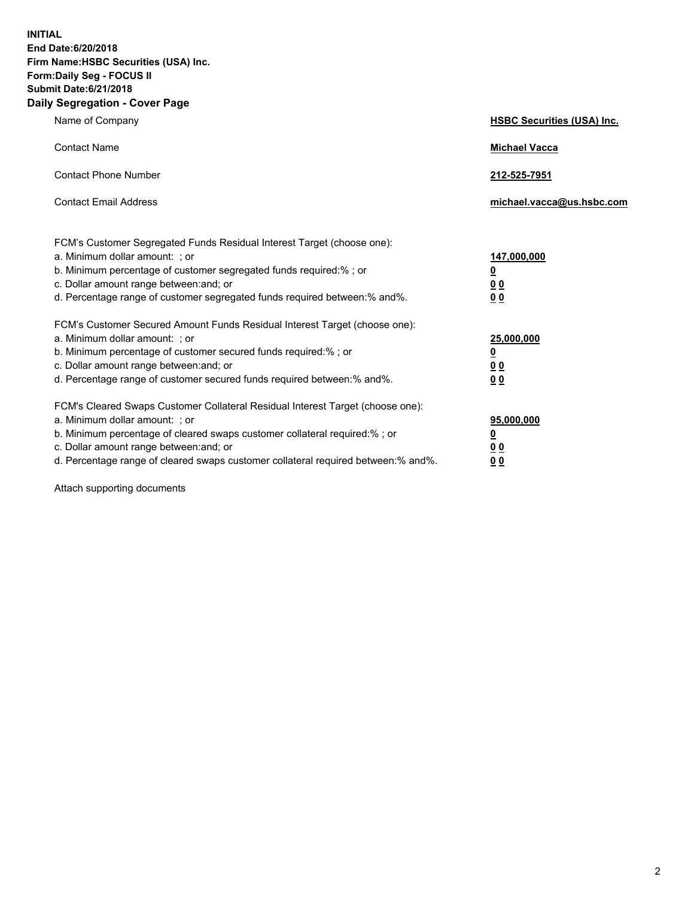**INITIAL**
**End Date:6/20/2018**
**Firm Name:HSBC Securities (USA) Inc.**
**Form:Daily Seg - FOCUS II**
**Submit Date:6/21/2018**

## Daily Segregation - Cover Page

| | |
|---|---|
| Name of Company | **HSBC Securities (USA) Inc.** |
| Contact Name | **Michael Vacca** |
| Contact Phone Number | **212-525-7951** |
| Contact Email Address | **michael.vacca@us.hsbc.com** |

| | |
|---|---|
| FCM's Customer Segregated Funds Residual Interest Target (choose one): | |
| a. Minimum dollar amount: ; or | **147,000,000** |
| b. Minimum percentage of customer segregated funds required:% ; or | **0** |
| c. Dollar amount range between:and; or | **0 0** |
| d. Percentage range of customer segregated funds required between:% and%. | **0 0** |
| FCM's Customer Secured Amount Funds Residual Interest Target (choose one): | |
| a. Minimum dollar amount: ; or | **25,000,000** |
| b. Minimum percentage of customer secured funds required:% ; or | **0** |
| c. Dollar amount range between:and; or | **0 0** |
| d. Percentage range of customer secured funds required between:% and%. | **0 0** |
| FCM's Cleared Swaps Customer Collateral Residual Interest Target (choose one): | |
| a. Minimum dollar amount: ; or | **95,000,000** |
| b. Minimum percentage of cleared swaps customer collateral required:% ; or | **0** |
| c. Dollar amount range between:and; or | **0 0** |
| d. Percentage range of cleared swaps customer collateral required between:% and%. | **0 0** |

Attach supporting documents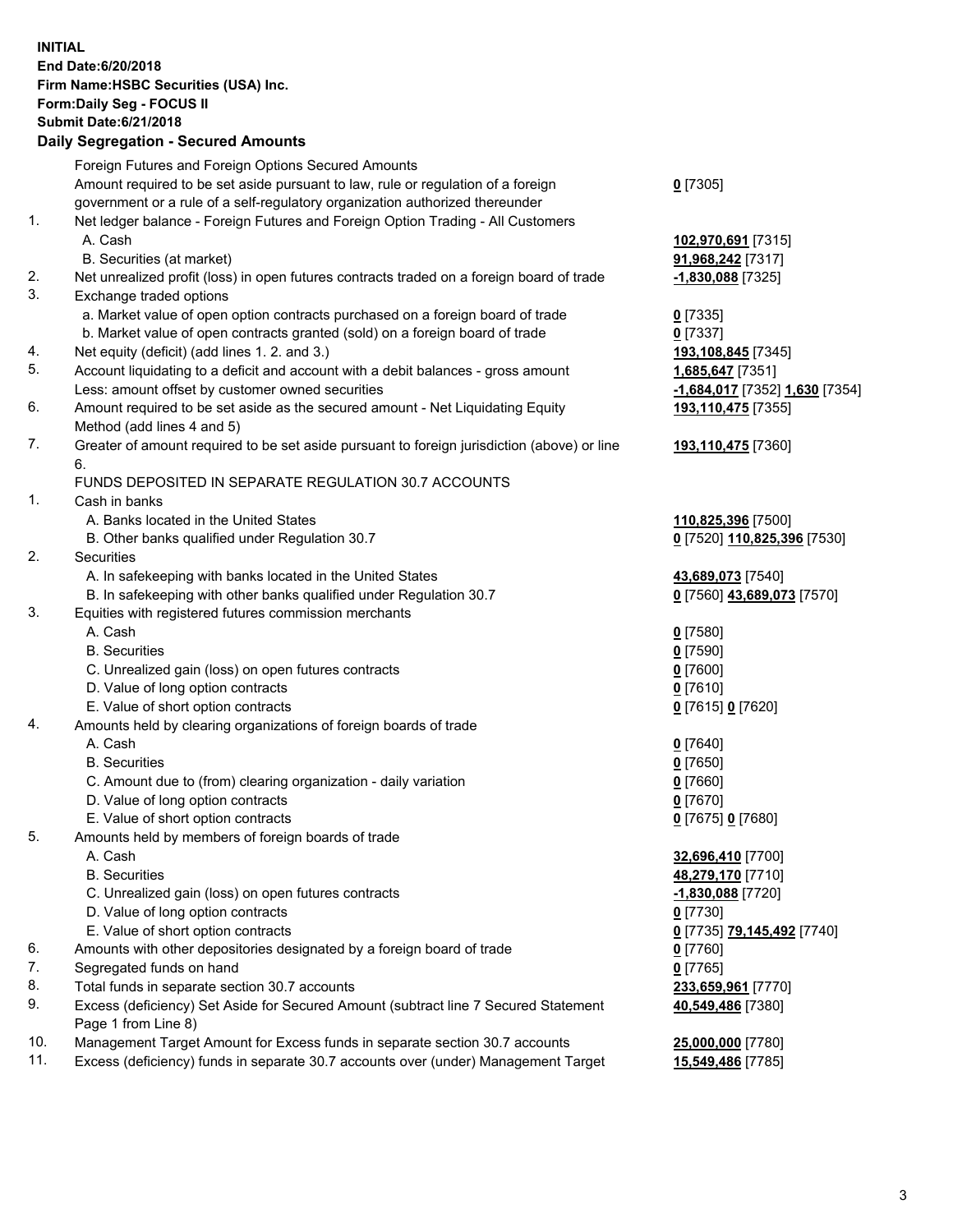**INITIAL**
**End Date:6/20/2018**
**Firm Name:HSBC Securities (USA) Inc.**
**Form:Daily Seg - FOCUS II**
**Submit Date:6/21/2018**

**Daily Segregation - Secured Amounts**

| | | |
|---|---|---|
| | Foreign Futures and Foreign Options Secured Amounts | |
| | Amount required to be set aside pursuant to law, rule or regulation of a foreign government or a rule of a self-regulatory organization authorized thereunder | **0** [7305] |
| 1. | Net ledger balance - Foreign Futures and Foreign Option Trading - All Customers | |
| | A. Cash | **102,970,691** [7315] |
| | B. Securities (at market) | **91,968,242** [7317] |
| 2. | Net unrealized profit (loss) in open futures contracts traded on a foreign board of trade | **-1,830,088** [7325] |
| 3. | Exchange traded options | |
| | a. Market value of open option contracts purchased on a foreign board of trade | **0** [7335] |
| | b. Market value of open contracts granted (sold) on a foreign board of trade | **0** [7337] |
| 4. | Net equity (deficit) (add lines 1. 2. and 3.) | **193,108,845** [7345] |
| 5. | Account liquidating to a deficit and account with a debit balances - gross amount | **1,685,647** [7351] |
| | Less: amount offset by customer owned securities | **-1,684,017** [7352] **1,630** [7354] |
| 6. | Amount required to be set aside as the secured amount - Net Liquidating Equity Method (add lines 4 and 5) | **193,110,475** [7355] |
| 7. | Greater of amount required to be set aside pursuant to foreign jurisdiction (above) or line 6. | **193,110,475** [7360] |
| | FUNDS DEPOSITED IN SEPARATE REGULATION 30.7 ACCOUNTS | |
| 1. | Cash in banks | |
| | A. Banks located in the United States | **110,825,396** [7500] |
| | B. Other banks qualified under Regulation 30.7 | **0** [7520] **110,825,396** [7530] |
| 2. | Securities | |
| | A. In safekeeping with banks located in the United States | **43,689,073** [7540] |
| | B. In safekeeping with other banks qualified under Regulation 30.7 | **0** [7560] **43,689,073** [7570] |
| 3. | Equities with registered futures commission merchants | |
| | A. Cash | **0** [7580] |
| | B. Securities | **0** [7590] |
| | C. Unrealized gain (loss) on open futures contracts | **0** [7600] |
| | D. Value of long option contracts | **0** [7610] |
| | E. Value of short option contracts | **0** [7615] **0** [7620] |
| 4. | Amounts held by clearing organizations of foreign boards of trade | |
| | A. Cash | **0** [7640] |
| | B. Securities | **0** [7650] |
| | C. Amount due to (from) clearing organization - daily variation | **0** [7660] |
| | D. Value of long option contracts | **0** [7670] |
| | E. Value of short option contracts | **0** [7675] **0** [7680] |
| 5. | Amounts held by members of foreign boards of trade | |
| | A. Cash | **32,696,410** [7700] |
| | B. Securities | **48,279,170** [7710] |
| | C. Unrealized gain (loss) on open futures contracts | **-1,830,088** [7720] |
| | D. Value of long option contracts | **0** [7730] |
| | E. Value of short option contracts | **0** [7735] **79,145,492** [7740] |
| 6. | Amounts with other depositories designated by a foreign board of trade | **0** [7760] |
| 7. | Segregated funds on hand | **0** [7765] |
| 8. | Total funds in separate section 30.7 accounts | **233,659,961** [7770] |
| 9. | Excess (deficiency) Set Aside for Secured Amount (subtract line 7 Secured Statement Page 1 from Line 8) | **40,549,486** [7380] |
| 10. | Management Target Amount for Excess funds in separate section 30.7 accounts | **25,000,000** [7780] |
| 11. | Excess (deficiency) funds in separate 30.7 accounts over (under) Management Target | **15,549,486** [7785] |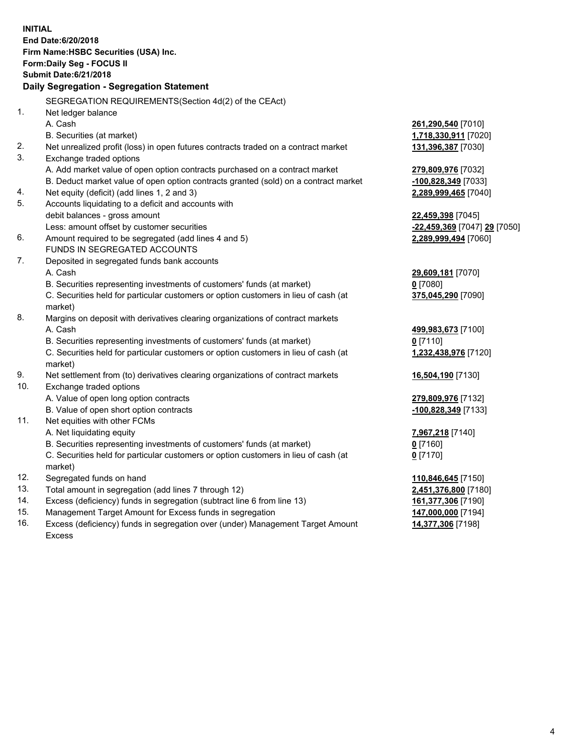**INITIAL**
**End Date:6/20/2018**
**Firm Name:HSBC Securities (USA) Inc.**
**Form:Daily Seg - FOCUS II**
**Submit Date:6/21/2018**

### Daily Segregation - Segregation Statement

SEGREGATION REQUIREMENTS(Section 4d(2) of the CEAct)

| | | |
|---|---|---|
| 1. | Net ledger balance | |
| | A. Cash | **261,290,540** [7010] |
| | B. Securities (at market) | **1,718,330,911** [7020] |
| 2. | Net unrealized profit (loss) in open futures contracts traded on a contract market | **131,396,387** [7030] |
| 3. | Exchange traded options | |
| | A. Add market value of open option contracts purchased on a contract market | **279,809,976** [7032] |
| | B. Deduct market value of open option contracts granted (sold) on a contract market | **-100,828,349** [7033] |
| 4. | Net equity (deficit) (add lines 1, 2 and 3) | **2,289,999,465** [7040] |
| 5. | Accounts liquidating to a deficit and accounts with debit balances - gross amount | **22,459,398** [7045] |
| | Less: amount offset by customer securities | **-22,459,369** [7047] **29** [7050] |
| 6. | Amount required to be segregated (add lines 4 and 5) | **2,289,999,494** [7060] |
| | FUNDS IN SEGREGATED ACCOUNTS | |
| 7. | Deposited in segregated funds bank accounts | |
| | A. Cash | **29,609,181** [7070] |
| | B. Securities representing investments of customers' funds (at market) | **0** [7080] |
| | C. Securities held for particular customers or option customers in lieu of cash (at market) | **375,045,290** [7090] |
| 8. | Margins on deposit with derivatives clearing organizations of contract markets | |
| | A. Cash | **499,983,673** [7100] |
| | B. Securities representing investments of customers' funds (at market) | **0** [7110] |
| | C. Securities held for particular customers or option customers in lieu of cash (at market) | **1,232,438,976** [7120] |
| 9. | Net settlement from (to) derivatives clearing organizations of contract markets | **16,504,190** [7130] |
| 10. | Exchange traded options | |
| | A. Value of open long option contracts | **279,809,976** [7132] |
| | B. Value of open short option contracts | **-100,828,349** [7133] |
| 11. | Net equities with other FCMs | |
| | A. Net liquidating equity | **7,967,218** [7140] |
| | B. Securities representing investments of customers' funds (at market) | **0** [7160] |
| | C. Securities held for particular customers or option customers in lieu of cash (at market) | **0** [7170] |
| 12. | Segregated funds on hand | **110,846,645** [7150] |
| 13. | Total amount in segregation (add lines 7 through 12) | **2,451,376,800** [7180] |
| 14. | Excess (deficiency) funds in segregation (subtract line 6 from line 13) | **161,377,306** [7190] |
| 15. | Management Target Amount for Excess funds in segregation | **147,000,000** [7194] |
| 16. | Excess (deficiency) funds in segregation over (under) Management Target Amount Excess | **14,377,306** [7198] |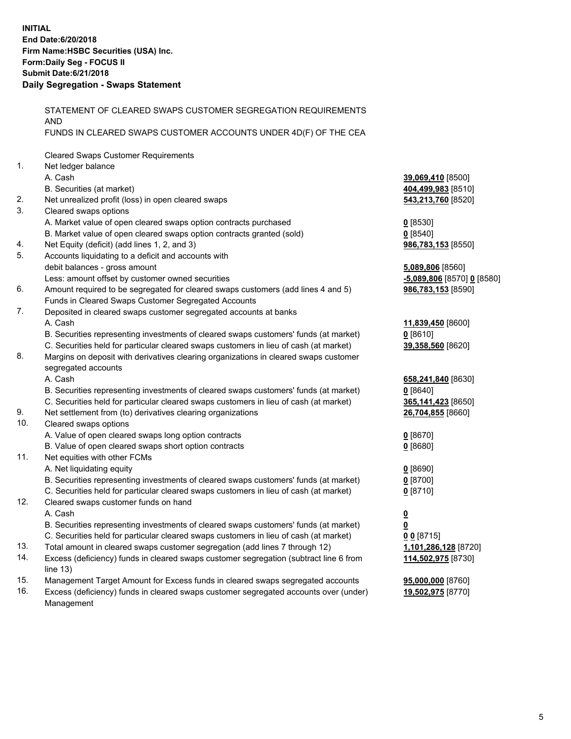**INITIAL**
**End Date:6/20/2018**
**Firm Name:HSBC Securities (USA) Inc.**
**Form:Daily Seg - FOCUS II**
**Submit Date:6/21/2018**
**Daily Segregation - Swaps Statement**

STATEMENT OF CLEARED SWAPS CUSTOMER SEGREGATION REQUIREMENTS AND FUNDS IN CLEARED SWAPS CUSTOMER ACCOUNTS UNDER 4D(F) OF THE CEA

| | | |
|---|---|---|
| | Cleared Swaps Customer Requirements | |
| 1. | Net ledger balance | |
| | A. Cash | **39,069,410** [8500] |
| | B. Securities (at market) | **404,499,983** [8510] |
| 2. | Net unrealized profit (loss) in open cleared swaps | **543,213,760** [8520] |
| 3. | Cleared swaps options | |
| | A. Market value of open cleared swaps option contracts purchased | **0** [8530] |
| | B. Market value of open cleared swaps option contracts granted (sold) | **0** [8540] |
| 4. | Net Equity (deficit) (add lines 1, 2, and 3) | **986,783,153** [8550] |
| 5. | Accounts liquidating to a deficit and accounts with debit balances - gross amount | **5,089,806** [8560] |
| | Less: amount offset by customer owned securities | **-5,089,806** [8570] **0** [8580] |
| 6. | Amount required to be segregated for cleared swaps customers (add lines 4 and 5) | **986,783,153** [8590] |
| | Funds in Cleared Swaps Customer Segregated Accounts | |
| 7. | Deposited in cleared swaps customer segregated accounts at banks | |
| | A. Cash | **11,839,450** [8600] |
| | B. Securities representing investments of cleared swaps customers' funds (at market) | **0** [8610] |
| | C. Securities held for particular cleared swaps customers in lieu of cash (at market) | **39,358,560** [8620] |
| 8. | Margins on deposit with derivatives clearing organizations in cleared swaps customer segregated accounts | |
| | A. Cash | **658,241,840** [8630] |
| | B. Securities representing investments of cleared swaps customers' funds (at market) | **0** [8640] |
| | C. Securities held for particular cleared swaps customers in lieu of cash (at market) | **365,141,423** [8650] |
| 9. | Net settlement from (to) derivatives clearing organizations | **26,704,855** [8660] |
| 10. | Cleared swaps options | |
| | A. Value of open cleared swaps long option contracts | **0** [8670] |
| | B. Value of open cleared swaps short option contracts | **0** [8680] |
| 11. | Net equities with other FCMs | |
| | A. Net liquidating equity | **0** [8690] |
| | B. Securities representing investments of cleared swaps customers' funds (at market) | **0** [8700] |
| | C. Securities held for particular cleared swaps customers in lieu of cash (at market) | **0** [8710] |
| 12. | Cleared swaps customer funds on hand | |
| | A. Cash | **0** |
| | B. Securities representing investments of cleared swaps customers' funds (at market) | **0** |
| | C. Securities held for particular cleared swaps customers in lieu of cash (at market) | **0** **0** [8715] |
| 13. | Total amount in cleared swaps customer segregation (add lines 7 through 12) | **1,101,286,128** [8720] |
| 14. | Excess (deficiency) funds in cleared swaps customer segregation (subtract line 6 from line 13) | **114,502,975** [8730] |
| 15. | Management Target Amount for Excess funds in cleared swaps segregated accounts | **95,000,000** [8760] |
| 16. | Excess (deficiency) funds in cleared swaps customer segregated accounts over (under) Management | **19,502,975** [8770] |